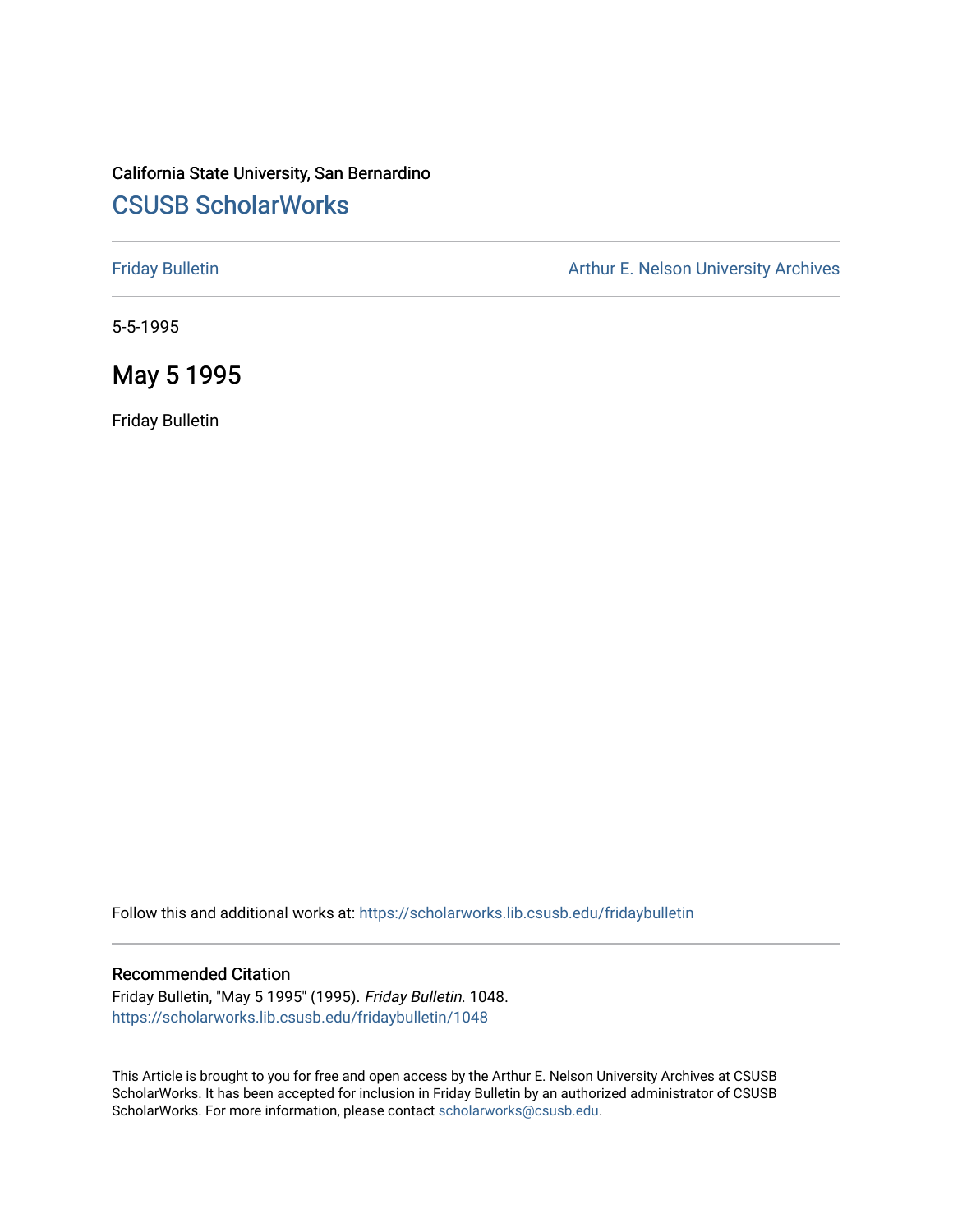California State University, San Bernardino

## CSUSB ScholarWorks

Friday Bulletin

Arthur E. Nelson University Archives

5-5-1995

# May 5 1995

Friday Bulletin

Follow this and additional works at: https://scholarworks.lib.csusb.edu/fridaybulletin

### Recommended Citation

Friday Bulletin, "May 5 1995" (1995). *Friday Bulletin*. 1048.
https://scholarworks.lib.csusb.edu/fridaybulletin/1048

This Article is brought to you for free and open access by the Arthur E. Nelson University Archives at CSUSB ScholarWorks. It has been accepted for inclusion in Friday Bulletin by an authorized administrator of CSUSB ScholarWorks. For more information, please contact scholarworks@csusb.edu.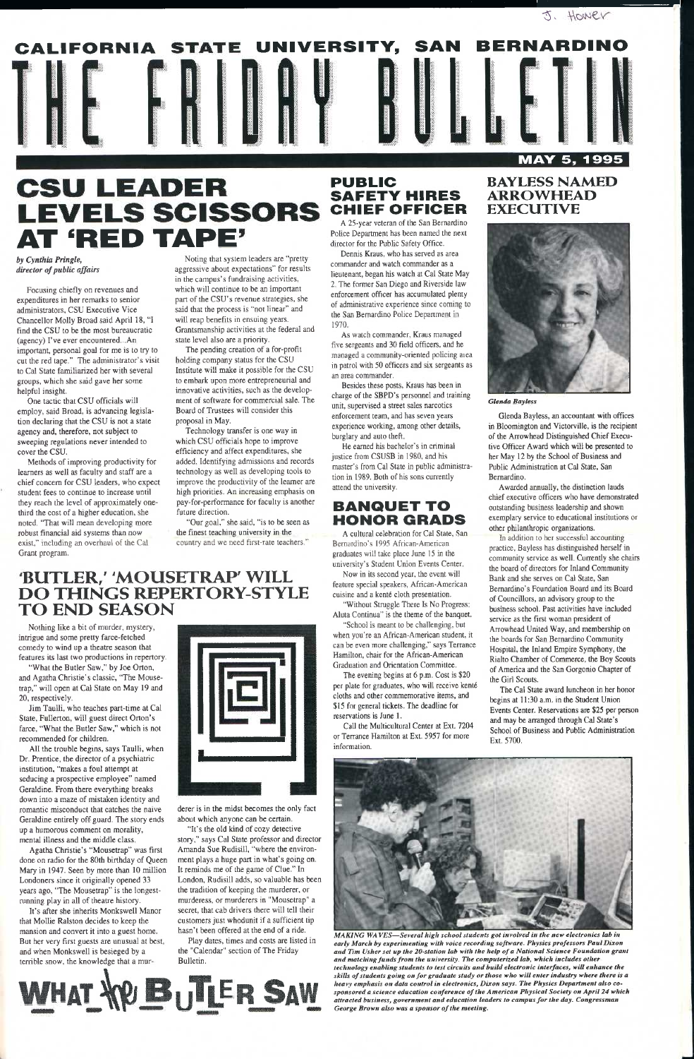J. Hower

# CALIFORNIA STATE UNIVERSITY, SAN BERNARDINO

# THE FRIDAY BULLETIN

**MAY 5, 1995**

# CSU LEADER LEVELS SCISSORS AT 'RED TAPE'

*by Cynthia Pringle, director of public affairs*

Focusing chiefly on revenues and expenditures in her remarks to senior administrators, CSU Executive Vice Chancellor Molly Broad said April 18, "I find the CSU to be the most bureaucratic (agency) I've ever encountered...An important, personal goal for me is to try to cut the red tape." The administrator's visit to Cal State familiarized her with several groups, which she said gave her some helpful insight.

One tactic that CSU officials will employ, said Broad, is advancing legislation declaring that the CSU is not a state agency and, therefore, not subject to sweeping regulations never intended to cover the CSU.

Methods of improving productivity for learners as well as faculty and staff are a chief concern for CSU leaders, who expect student fees to continue to increase until they reach the level of approximately one-third the cost of a higher education, she noted. "That will mean developing more robust financial aid systems than now exist," including an overhaul of the Cal Grant program.

Noting that system leaders are "pretty aggressive about expectations" for results in the campus's fundraising activities, which will continue to be an important part of the CSU's revenue strategies, she said that the process is "not linear" and will reap benefits in ensuing years. Grantsmanship activities at the federal and state level also are a priority.

The pending creation of a for-profit holding company status for the CSU Institute will make it possible for the CSU to embark upon more entrepreneurial and innovative activities, such as the development of software for commercial sale. The Board of Trustees will consider this proposal in May.

Technology transfer is one way in which CSU officials hope to improve efficiency and affect expenditures, she added. Identifying admissions and records technology as well as developing tools to improve the productivity of the learner are high priorities. An increasing emphasis on pay-for-performance for faculty is another future direction.

"Our goal," she said, "is to be seen as the finest teaching university in the country and we need first-rate teachers."

# PUBLIC SAFETY HIRES CHIEF OFFICER

A 25-year veteran of the San Bernardino Police Department has been named the next director for the Public Safety Office.

Dennis Kraus, who has served as area commander and watch commander as a lieutenant, began his watch at Cal State May 2. The former San Diego and Riverside law enforcement officer has accumulated plenty of administrative experience since coming to the San Bernardino Police Department in 1970.

As watch commander, Kraus managed five sergeants and 30 field officers, and he managed a community-oriented policing area in patrol with 50 officers and six sergeants as an area commander.

Besides these posts, Kraus has been in charge of the SBPD's personnel and training unit, supervised a street sales narcotics enforcement team, and has seven years experience working, among other details, burglary and auto theft.

He earned his bachelor's in criminal justice from CSUSB in 1980, and his master's from Cal State in public administration in 1989. Both of his sons currently attend the university.

# BANQUET TO HONOR GRADS

A cultural celebration for Cal State, San Bernardino's 1995 African-American graduates will take place June 15 in the university's Student Union Events Center.

Now in its second year, the event will feature special speakers, African-American cuisine and a kenté cloth presentation.

"Without Struggle There Is No Progress: Aluta Continua" is the theme of the banquet.

"School is meant to be challenging, but when you're an African-American student, it can be even more challenging," says Terrance Hamilton, chair for the African-American Graduation and Orientation Committee.

The evening begins at 6 p.m. Cost is $20 per plate for graduates, who will receive kenté cloths and other commemorative items, and $15 for general tickets. The deadline for reservations is June 1.

Call the Multicultural Center at Ext. 7204 or Terrance Hamilton at Ext. 5957 for more information.

# BAYLESS NAMED ARROWHEAD EXECUTIVE

*Glenda Bayless*

Glenda Bayless, an accountant with offices in Bloomington and Victorville, is the recipient of the Arrowhead Distinguished Chief Executive Officer Award which will be presented to her May 12 by the School of Business and Public Administration at Cal State, San Bernardino.

Awarded annually, the distinction lauds chief executive officers who have demonstrated outstanding business leadership and shown exemplary service to educational institutions or other philanthropic organizations.

In addition to her successful accounting practice, Bayless has distinguished herself in community service as well. Currently she chairs the board of directors for Inland Community Bank and she serves on Cal State, San Bernardino's Foundation Board and its Board of Councillors, an advisory group to the business school. Past activities have included service as the first woman president of Arrowhead United Way, and membership on the boards for San Bernardino Community Hospital, the Inland Empire Symphony, the Rialto Chamber of Commerce, the Boy Scouts of America and the San Gorgonio Chapter of the Girl Scouts.

The Cal State award luncheon in her honor begins at 11:30 a.m. in the Student Union Events Center. Reservations are $25 per person and may be arranged through Cal State's School of Business and Public Administration Ext. 5700.

# 'BUTLER,' 'MOUSETRAP' WILL DO THINGS REPERTORY-STYLE TO END SEASON

Nothing like a bit of murder, mystery, intrigue and some pretty farce-fetched comedy to wind up a theatre season that features its last two productions in repertory.

"What the Butler Saw," by Joe Orton, and Agatha Christie's classic, "The Mousetrap," will open at Cal State on May 19 and 20, respectively.

Jim Taulli, who teaches part-time at Cal State, Fullerton, will guest direct Orton's farce, "What the Butler Saw," which is not recommended for children.

All the trouble begins, says Taulli, when Dr. Prentice, the director of a psychiatric institution, "makes a foul attempt at seducing a prospective employee" named Geraldine. From there everything breaks down into a maze of mistaken identity and romantic misconduct that catches the naive Geraldine entirely off guard. The story ends up a humorous comment on morality, mental illness and the middle class.

Agatha Christie's "Mousetrap" was first done on radio for the 80th birthday of Queen Mary in 1947. Seen by more than 10 million Londoners since it originally opened 33 years ago, "The Mousetrap" is the longest-running play in all of theatre history.

It's after she inherits Monkswell Manor that Mollie Ralston decides to keep the mansion and convert it into a guest home. But her very first guests are unusual at best, and when Monkswell is besieged by a terrible snow, the knowledge that a murderer is in the midst becomes the only fact about which anyone can be certain.

"It's the old kind of cozy detective story," says Cal State professor and director Amanda Sue Rudisill, "where the environment plays a huge part in what's going on. It reminds me of the game of Clue." In London, Rudisill adds, so valuable has been the tradition of keeping the murderer, or murderess, or murderers in "Mousetrap" a secret, that cab drivers there will tell their customers just whodunit if a sufficient tip hasn't been offered at the end of a ride.

Play dates, times and costs are listed in the "Calendar" section of The Friday Bulletin.

WHAT the BUTLER SAW

*MAKING WAVES—Several high school students got involved in the new electronics lab in early March by experimenting with voice recording software. Physics professors Paul Dixon and Tim Usher set up the 20-station lab with the help of a National Science Foundation grant and matching funds from the university. The computerized lab, which includes other technology enabling students to test circuits and build electronic interfaces, will enhance the skills of students going on for graduate study or those who will enter industry where there is a heavy emphasis on data control in electronics, Dixon says. The Physics Department also co-sponsored a science education conference of the American Physical Society on April 24 which attracted business, government and education leaders to campus for the day. Congressman George Brown also was a sponsor of the meeting.*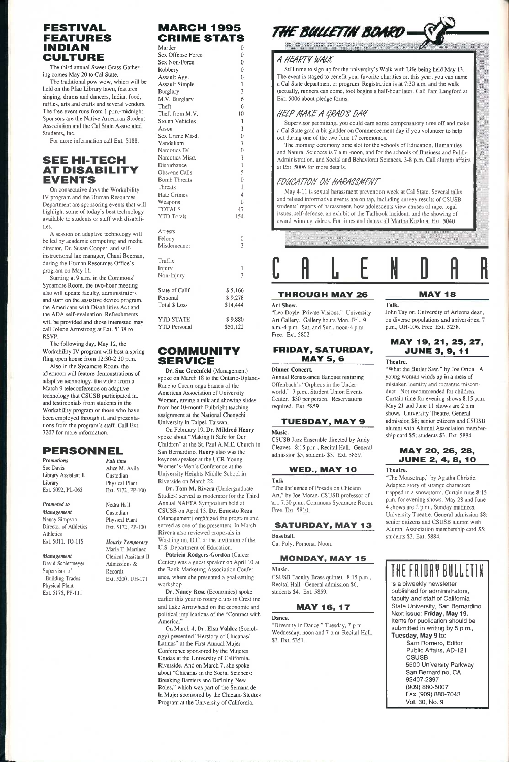## FESTIVAL FEATURES INDIAN CULTURE

The third annual Sweet Grass Gathering comes May 20 to Cal State.

The traditional pow wow, which will be held on the Pfau Library lawn, features singing, drums and dancers, Indian food, raffles, arts and crafts and several vendors. The free event runs from 1 p.m.-midnight. Sponsors are the Native American Student Association and the Cal State Associated Students, Inc.

For more information call Ext. 5188.

## SEE HI-TECH AT DISABILITY EVENTS

On consecutive days the Workability IV program and the Human Resources Department are sponsoring events that will highlight some of today's best technology available to students or staff with disabilities.

A session on adaptive technology will be led by academic computing and media director, Dr. Susan Cooper, and self-instructional lab manager, Chani Beeman, during the Human Resources Office's program on May 11.

Starting at 9 a.m. in the Commons' Sycamore Room, the two-hour meeting also will update faculty, administrators and staff on the assistive device program, the Americans with Disabilities Act and the ADA self-evaluation. Refreshments will be provided and those interested may call Jolene Armstrong at Ext. 5138 to RSVP.

The following day, May 12, the Workability IV program will host a spring fling open house from 12:30-2:30 p.m.

Also in the Sycamore Room, the afternoon will feature demonstrations of adaptive technology, the video from a March 9 teleconference on adaptive technology that CSUSB participated in, and testimonials from students in the Workability program or those who have been employed through it, and presentations from the program's staff. Call Ext. 7207 for more information.

## PERSONNEL

*Promotions*
Sue Davis
Library Assistant II
Library
Ext. 5092, PL-065

*Promoted to Management*
Nancy Simpson
Director of Athletics
Athletics
Ext. 5011, TO-115

*Management*
David Schiermeyer
Supervisor of Building Trades
Physical Plant
Ext. 5175, PP-111

*Full time*
Alice M. Avila
Custodian
Physical Plant
Ext. 5172, PP-100

Nedra Hall
Custodian
Physical Plant
Ext. 5172, PP-100

*Hourly Temporary*
Maria T. Martinez
Clerical Assistant II
Admissions & Records
Ext. 5200, UH-171

## MARCH 1995 CRIME STATS

| | |
|---|---|
| Murder | 0 |
| Sex Offense Force | 0 |
| Sex Non-Force | 0 |
| Robbery | 0 |
| Assault Agg. | 0 |
| Assault Simple | 1 |
| Burglary | 3 |
| M.V. Burglary | 6 |
| Theft | 6 |
| Theft from M.V. | 10 |
| Stolen Vehicles | 1 |
| Arson | 1 |
| Sex Crime Misd. | 0 |
| Vandalism | 7 |
| Narcotics Fel. | 0 |
| Narcotics Misd. | 1 |
| Disturbance | 1 |
| Obscene Calls | 5 |
| Bomb Threats | 0 |
| Threats | 1 |
| Hate Crimes | 4 |
| Weapons | 0 |
| TOTALS | 47 |
| YTD Totals | 154 |
| Arrests | |
| Felony | 0 |
| Misdemeanor | 3 |
| Traffic | |
| Injury | 1 |
| Non-Injury | 3 |
| State of Calif. | $ 5,166 |
| Personal | $ 9,278 |
| Total $ Loss | $14,444 |
| YTD STATE | $ 9,880 |
| YTD Personal | $50,122 |

## COMMUNITY SERVICE

**Dr. Sue Greenfeld** (Management) spoke on March 18 to the Ontario-Upland-Rancho Cucamonga branch of the American Association of University Women, giving a talk and showing slides from her 10-month Fulbright teaching assignment at the National Chengchi University in Taipei, Taiwan.

On February 19, **Dr. Mildred Henry** spoke about "Making It Safe for Our Children" at the St. Paul A.M.E. Church in San Bernardino. **Henry** also was the keynote speaker at the UCR Young Women's-Men's Conference at the University Heights Middle School in Riverside on March 22.

**Dr. Tom M. Rivera** (Undergraduate Studies) served as moderator for the Third Annual NAFTA Symposium held at CSUSB on April 13. **Dr. Ernesto Reza** (Management) organized the program and served as one of the presenters. In March, **Rivera** also reviewed proposals in Washington, D.C. at the invitation of the U.S. Department of Education.

**Patricia Rodgers-Gordon** (Career Center) was a guest speaker on April 10 at the Bank Marketing Association Conference, where she presented a goal-setting workshop.

**Dr. Nancy Rose** (Economics) spoke earlier this year to rotary clubs in Crestline and Lake Arrowhead on the economic and political implications of the "Contract with America."

On March 4, **Dr. Elsa Valdez** (Sociology) presented "Herstory of Chicanas/Latinas" at the First Annual Mujer Conference sponsored by the Mujeres Unidas at the University of California, Riverside. And on March 7, she spoke about "Chicanas in the Social Sciences: Breaking Barriers and Defining New Roles," which was part of the Semana de la Mujer sponsored by the Chicano Studies Program at the University of California.

# THE BULLETIN BOARD

### A HEARTY WALK

Still time to sign up for the university's Walk with Life being held May 13. The event is staged to benefit your favorite charities or, this year, you can name a Cal State department or program. Registration is at 7:30 a.m. and the walk (actually, runners can come, too) begins a half-hour later. Call Pam Langford at Ext. 5006 about pledge forms.

### HELP MAKE A GRAD'S DAY

Supervisor permitting, you could earn some compensatory time off and make a Cal State grad a bit gladder on Commencement day if you volunteer to help out during one of the two June 17 ceremonies.

The morning ceremony time slot for the schools of Education, Humanities and Natural Sciences is 7 a.m.-noon, and for the schools of Business and Public Administration, and Social and Behavioral Sciences, 3-8 p.m. Call alumni affairs at Ext. 5006 for more details.

### EDUCATION ON HARASSMENT

May 4-11 is sexual harassment prevention week at Cal State. Several talks and related informative events are on tap, including survey results of CSUSB students' reports of harassment, how adolescents view causes of rape, legal issues, self-defense, an exhibit of the Tailhook incident, and the showing of award-winning videos. For times and dates call Martha Kazlo at Ext. 5040.

# CALENDAR

### THROUGH MAY 26

**Art Show.**
"Leo Doyle: Private Visions." University Art Gallery. Gallery hours Mon.-Fri., 9 a.m.-4 p.m. Sat. and Sun., noon-4 p.m. Free. Ext. 5802

### FRIDAY, SATURDAY, MAY 5, 6

**Dinner Concert.**
Annual Renaissance Banquet featuring Offenbach's "Orpheus in the Underworld." 7 p.m., Student Union Events Center. $30 per person. Reservations required. Ext. 5859.

### TUESDAY, MAY 9

**Music.**
CSUSB Jazz Ensemble directed by Andy Cleaves. 8:15 p.m., Recital Hall. General admission $5, students $3. Ext. 5859.

### WED., MAY 10

**Talk.**
"The Influence of Posada on Chicano Art," by Joe Moran, CSUSB professor of art. 7:30 p.m., Commons Sycamore Room. Free. Ext. 5810.

### SATURDAY, MAY 13

**Baseball.**
Cal Poly, Pomona, Noon.

### MONDAY, MAY 15

**Music.**
CSUSB Faculty Brass quintet. 8:15 p.m., Recital Hall. General admission $6, students $4. Ext. 5859.

### MAY 16, 17

**Dance.**
"Diversity in Dance." Tuesday, 7 p.m. Wednesday, noon and 7 p.m. Recital Hall. $3. Ext. 5351.

### MAY 18

**Talk.**
John Taylor, University of Arizona dean, on diverse populations and universities. 7 p.m., UH-106. Free. Ext. 5238.

### MAY 19, 21, 25, 27, JUNE 3, 9, 11

**Theatre.**
"What the Butler Saw," by Joe Orton. A young woman winds up in a mess of mistaken identity and romantic misconduct. Not recommended for children. Curtain time for evening shows 8:15 p.m. May 21 and June 11 shows are 2 p.m. shows. University Theatre. General admission $8; senior citizens and CSUSB alumni with Alumni Association membership card $5; students $3. Ext. 5884.

### MAY 20, 26, 28, JUNE 2, 4, 8, 10

**Theatre.**
"The Mousetrap," by Agatha Christie. Adapted story of strange characters trapped in a snowstorm. Curtain time 8:15 p.m. for evening shows. May 28 and June 4 shows are 2 p.m., Sunday matinees. University Theatre. General admission $8; senior citizens and CSUSB alumni with Alumni Association membership card $5; students $3. Ext. 5884.

## THE FRIDAY BULLETIN

is a biweekly newsletter published for administrators, faculty and staff of California State University, San Bernardino. Next issue: **Friday, May 19.** Items for publication should be submitted in writing by 5 p.m., **Tuesday, May 9** to:

Sam Romero, Editor
Public Affairs, AD-121
CSUSB
5500 University Parkway
San Bernardino, CA
92407-2397
(909) 880-5007
Fax (909) 880-7043
Vol. 30, No. 9